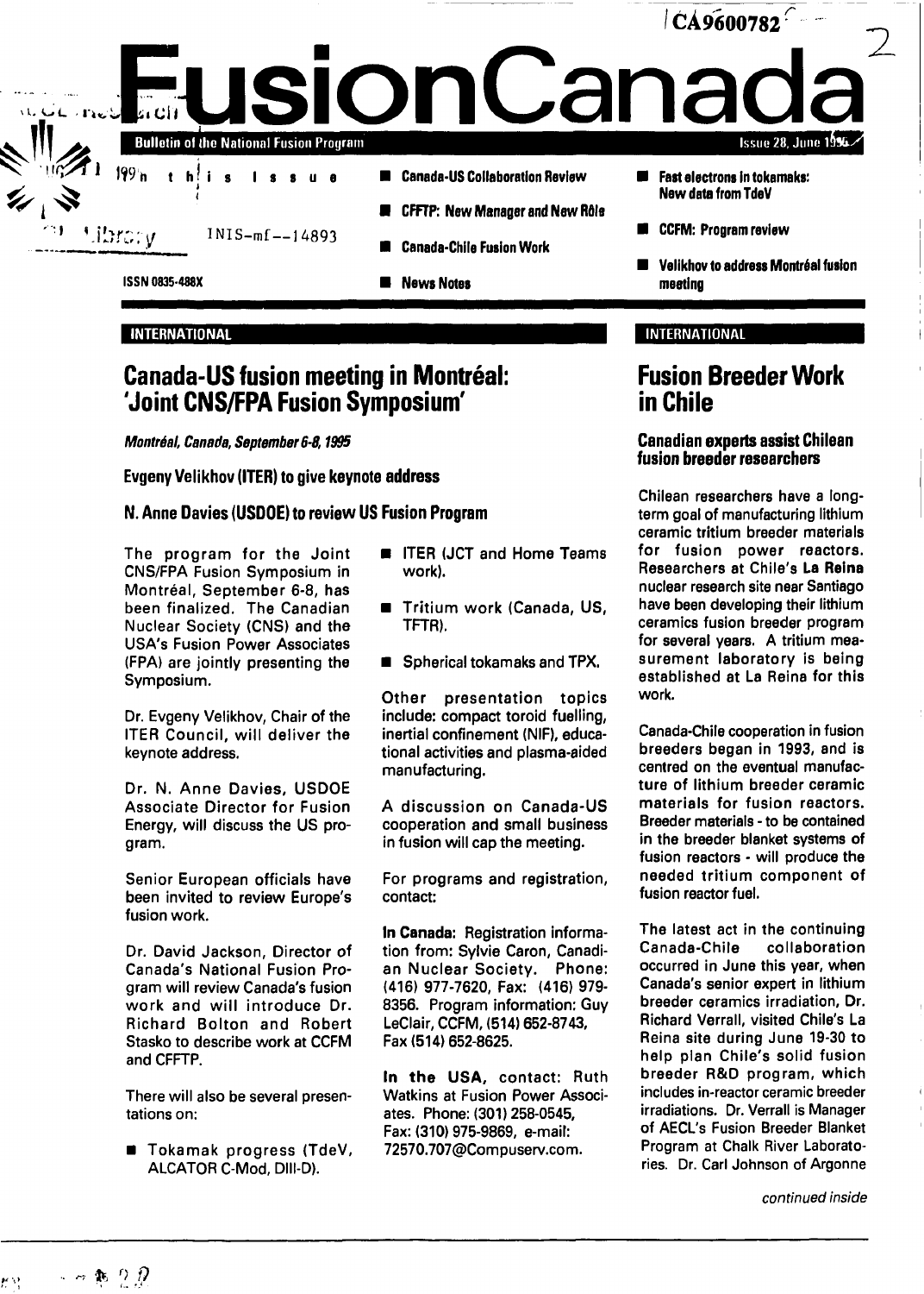CA9600782

# FusionCanada

**Bulletin of the National Fusion Program** — Issue 28, June 1995

INIS-mf--14893

ISSN 0835-488X

**In this Issue**

- **Canada-US Collaboration Review**
- **CFFTP: New Manager and New Rôle**
- **Canada-Chile Fusion Work**
- **News Notes**
- **Fast electrons in tokamaks: New data from TdeV**
- **CCFM: Program review**
- **Velikhov to address Montréal fusion meeting**

INTERNATIONAL

## Canada-US fusion meeting in Montréal: 'Joint CNS/FPA Fusion Symposium'

*Montréal, Canada, September 6-8, 1995*

**Evgeny Velikhov (ITER) to give keynote address**

**N. Anne Davies (USDOE) to review US Fusion Program**

The program for the Joint CNS/FPA Fusion Symposium in Montréal, September 6-8, has been finalized. The Canadian Nuclear Society (CNS) and the USA's Fusion Power Associates (FPA) are jointly presenting the Symposium.

Dr. Evgeny Velikhov, Chair of the ITER Council, will deliver the keynote address.

Dr. N. Anne Davies, USDOE Associate Director for Fusion Energy, will discuss the US program.

Senior European officials have been invited to review Europe's fusion work.

Dr. David Jackson, Director of Canada's National Fusion Program will review Canada's fusion work and will introduce Dr. Richard Bolton and Robert Stasko to describe work at CCFM and CFFTP.

There will also be several presentations on:

- Tokamak progress (TdeV, ALCATOR C-Mod, DIII-D).
- ITER (JCT and Home Teams work).
- Tritium work (Canada, US, TFTR).
- Spherical tokamaks and TPX.

Other presentation topics include: compact toroid fuelling, inertial confinement (NIF), educational activities and plasma-aided manufacturing.

A discussion on Canada-US cooperation and small business in fusion will cap the meeting.

For programs and registration, contact:

**In Canada:** Registration information from: Sylvie Caron, Canadian Nuclear Society. Phone: (416) 977-7620, Fax: (416) 979-8356. Program information: Guy LeClair, CCFM, (514) 652-8743, Fax (514) 652-8625.

**In the USA,** contact: Ruth Watkins at Fusion Power Associates. Phone: (301) 258-0545, Fax: (310) 975-9869, e-mail: 72570.707@Compuserv.com.

INTERNATIONAL

## Fusion Breeder Work in Chile

### Canadian experts assist Chilean fusion breeder researchers

Chilean researchers have a long-term goal of manufacturing lithium ceramic tritium breeder materials for fusion power reactors. Researchers at Chile's **La Reina** nuclear research site near Santiago have been developing their lithium ceramics fusion breeder program for several years. A tritium measurement laboratory is being established at La Reina for this work.

Canada-Chile cooperation in fusion breeders began in 1993, and is centred on the eventual manufacture of lithium breeder ceramic materials for fusion reactors. Breeder materials - to be contained in the breeder blanket systems of fusion reactors - will produce the needed tritium component of fusion reactor fuel.

The latest act in the continuing Canada-Chile collaboration occurred in June this year, when Canada's senior expert in lithium breeder ceramics irradiation, Dr. Richard Verrall, visited Chile's La Reina site during June 19-30 to help plan Chile's solid fusion breeder R&D program, which includes in-reactor ceramic breeder irradiations. Dr. Verrall is Manager of AECL's Fusion Breeder Blanket Program at Chalk River Laboratories. Dr. Carl Johnson of Argonne

*continued inside*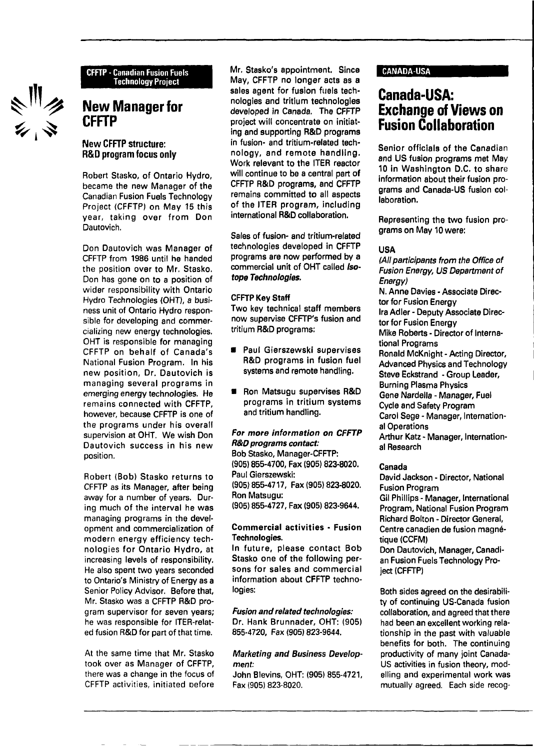**CFFTP - Canadian Fusion Fuels Technology Project**

# New Manager for CFFTP

## New CFFTP structure: R&D program focus only

Robert Stasko, of Ontario Hydro, became the new Manager of the Canadian Fusion Fuels Technology Project (CFFTP) on May 15 this year, taking over from Don Dautovich.

Don Dautovich was Manager of CFFTP from 1986 until he handed the position over to Mr. Stasko. Don has gone on to a position of wider responsibility with Ontario Hydro Technologies (OHT), a business unit of Ontario Hydro responsible for developing and commercializing new energy technologies. OHT is responsible for managing CFFTP on behalf of Canada's National Fusion Program. In his new position, Dr. Dautovich is managing several programs in emerging energy technologies. He remains connected with CFFTP, however, because CFFTP is one of the programs under his overall supervision at OHT. We wish Don Dautovich success in his new position.

Robert (Bob) Stasko returns to CFFTP as its Manager, after being away for a number of years. During much of the interval he was managing programs in the development and commercialization of modern energy efficiency technologies for Ontario Hydro, at increasing levels of responsibility. He also spent two years seconded to Ontario's Ministry of Energy as a Senior Policy Advisor. Before that, Mr. Stasko was a CFFTP R&D program supervisor for seven years; he was responsible for ITER-related fusion R&D for part of that time.

At the same time that Mr. Stasko took over as Manager of CFFTP, there was a change in the focus of CFFTP activities, initiated before Mr. Stasko's appointment. Since May, CFFTP no longer acts as a sales agent for fusion fuels technologies and tritium technologies developed in Canada. The CFFTP project will concentrate on initiating and supporting R&D programs in fusion- and tritium-related technology, and remote handling. Work relevant to the ITER reactor will continue to be a central part of CFFTP R&D programs, and CFFTP remains committed to all aspects of the ITER program, including international R&D collaboration.

Sales of fusion- and tritium-related technologies developed in CFFTP programs are now performed by a commercial unit of OHT called ***Isotope Technologies.***

**CFFTP Key Staff**

Two key technical staff members now supervise CFFTP's fusion and tritium R&D programs:

- Paul Gierszewski supervises R&D programs in fusion fuel systems and remote handling.
- Ron Matsugu supervises R&D programs in tritium systems and tritium handling.

***For more information on CFFTP R&D programs contact:***
Bob Stasko, Manager-CFFTP:
(905) 855-4700, Fax (905) 823-8020.
Paul Gierszewski:
(905) 855-4717, Fax (905) 823-8020.
Ron Matsugu:
(905) 855-4727, Fax (905) 823-9644.

**Commercial activities - Fusion Technologies.**
In future, please contact Bob Stasko one of the following persons for sales and commercial information about CFFTP technologies:

***Fusion and related technologies:***
Dr. Hank Brunnader, OHT: (905) 855-4720, Fax (905) 823-9644.

***Marketing and Business Development:***
John Blevins, OHT: (905) 855-4721, Fax (905) 823-8020.

**CANADA-USA**

# Canada-USA: Exchange of Views on Fusion Collaboration

Senior officials of the Canadian and US fusion programs met May 10 in Washington D.C. to share information about their fusion programs and Canada-US fusion collaboration.

Representing the two fusion programs on May 10 were:

**USA**
*(All participants from the Office of Fusion Energy, US Department of Energy)*
N. Anne Davies - Associate Director for Fusion Energy
Ira Adler - Deputy Associate Director for Fusion Energy
Mike Roberts - Director of International Programs
Ronald McKnight - Acting Director, Advanced Physics and Technology
Steve Eckstrand - Group Leader, Burning Plasma Physics
Gene Nardella - Manager, Fuel Cycle and Safety Program
Carol Sege - Manager, International Operations
Arthur Katz - Manager, International Research

**Canada**
David Jackson - Director, National Fusion Program
Gil Phillips - Manager, International Program, National Fusion Program
Richard Bolton - Director General, Centre canadien de fusion magnétique (CCFM)
Don Dautovich, Manager, Canadian Fusion Fuels Technology Project (CFFTP)

Both sides agreed on the desirability of continuing US-Canada fusion collaboration, and agreed that there had been an excellent working relationship in the past with valuable benefits for both. The continuing productivity of many joint Canada-US activities in fusion theory, modelling and experimental work was mutually agreed. Each side recog-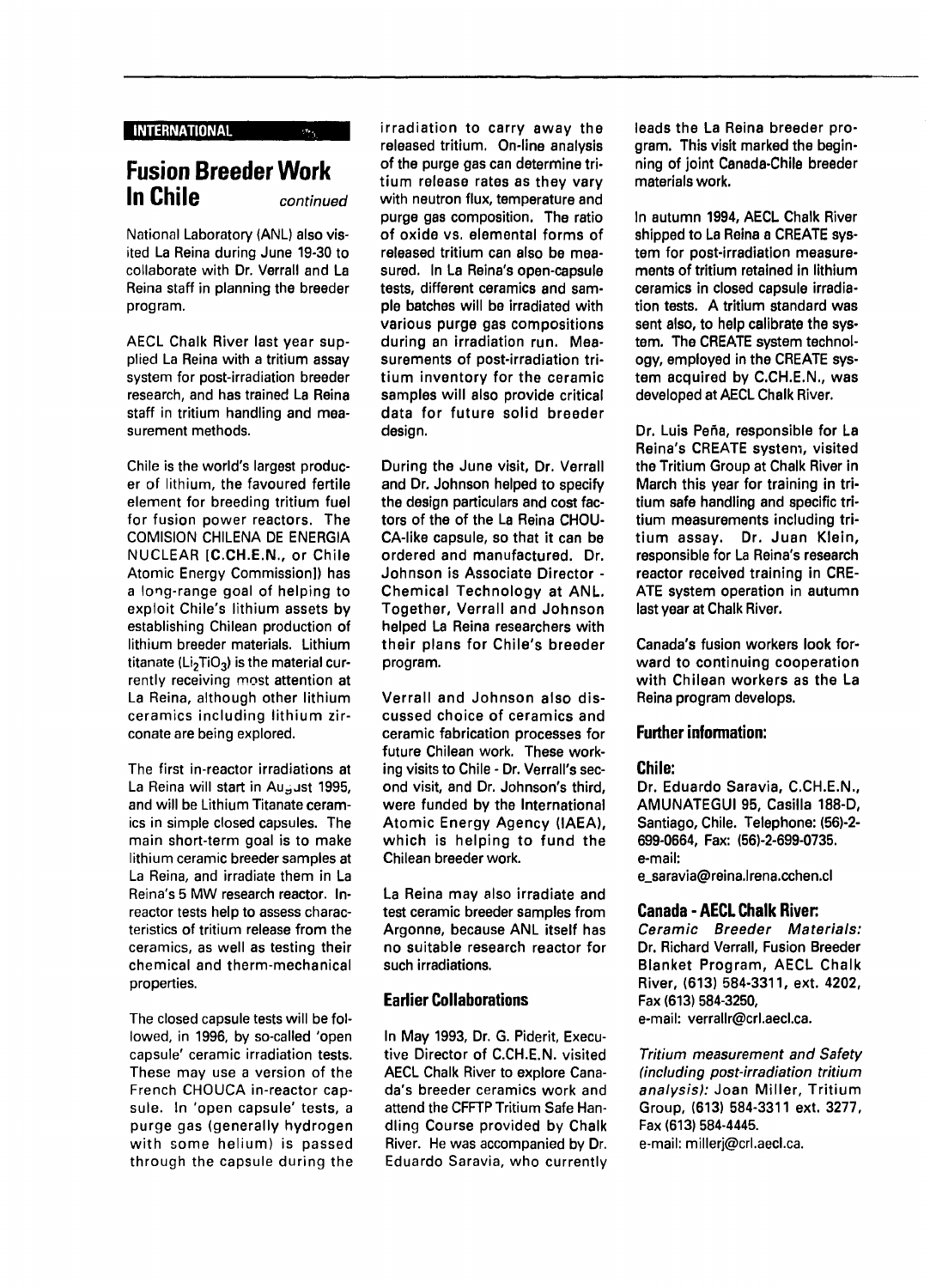INTERNATIONAL

## Fusion Breeder Work In Chile *continued*

National Laboratory (ANL) also visited La Reina during June 19-30 to collaborate with Dr. Verrall and La Reina staff in planning the breeder program.

AECL Chalk River last year supplied La Reina with a tritium assay system for post-irradiation breeder research, and has trained La Reina staff in tritium handling and measurement methods.

Chile is the world's largest producer of lithium, the favoured fertile element for breeding tritium fuel for fusion power reactors. The COMISION CHILENA DE ENERGIA NUCLEAR [C.CH.E.N., or Chile Atomic Energy Commission]) has a long-range goal of helping to exploit Chile's lithium assets by establishing Chilean production of lithium breeder materials. Lithium titanate ($Li_2TiO_3$) is the material currently receiving most attention at La Reina, although other lithium ceramics including lithium zirconate are being explored.

The first in-reactor irradiations at La Reina will start in August 1995, and will be Lithium Titanate ceramics in simple closed capsules. The main short-term goal is to make lithium ceramic breeder samples at La Reina, and irradiate them in La Reina's 5 MW research reactor. In-reactor tests help to assess characteristics of tritium release from the ceramics, as well as testing their chemical and therm-mechanical properties.

The closed capsule tests will be followed, in 1996, by so-called 'open capsule' ceramic irradiation tests. These may use a version of the French CHOUCA in-reactor capsule. In 'open capsule' tests, a purge gas (generally hydrogen with some helium) is passed through the capsule during the irradiation to carry away the released tritium. On-line analysis of the purge gas can determine tritium release rates as they vary with neutron flux, temperature and purge gas composition. The ratio of oxide vs. elemental forms of released tritium can also be measured. In La Reina's open-capsule tests, different ceramics and sample batches will be irradiated with various purge gas compositions during an irradiation run. Measurements of post-irradiation tritium inventory for the ceramic samples will also provide critical data for future solid breeder design.

During the June visit, Dr. Verrall and Dr. Johnson helped to specify the design particulars and cost factors of the of the La Reina CHOUCA-like capsule, so that it can be ordered and manufactured. Dr. Johnson is Associate Director - Chemical Technology at ANL. Together, Verrall and Johnson helped La Reina researchers with their plans for Chile's breeder program.

Verrall and Johnson also discussed choice of ceramics and ceramic fabrication processes for future Chilean work. These working visits to Chile - Dr. Verrall's second visit, and Dr. Johnson's third, were funded by the International Atomic Energy Agency (IAEA), which is helping to fund the Chilean breeder work.

La Reina may also irradiate and test ceramic breeder samples from Argonne, because ANL itself has no suitable research reactor for such irradiations.

### Earlier Collaborations

In May 1993, Dr. G. Piderit, Executive Director of C.CH.E.N. visited AECL Chalk River to explore Canada's breeder ceramics work and attend the CFFTP Tritium Safe Handling Course provided by Chalk River. He was accompanied by Dr. Eduardo Saravia, who currently leads the La Reina breeder program. This visit marked the beginning of joint Canada-Chile breeder materials work.

In autumn 1994, AECL Chalk River shipped to La Reina a CREATE system for post-irradiation measurements of tritium retained in lithium ceramics in closed capsule irradiation tests. A tritium standard was sent also, to help calibrate the system. The CREATE system technology, employed in the CREATE system acquired by C.CH.E.N., was developed at AECL Chalk River.

Dr. Luis Peña, responsible for La Reina's CREATE system, visited the Tritium Group at Chalk River in March this year for training in tritium safe handling and specific tritium measurements including tritium assay. Dr. Juan Klein, responsible for La Reina's research reactor received training in CREATE system operation in autumn last year at Chalk River.

Canada's fusion workers look forward to continuing cooperation with Chilean workers as the La Reina program develops.

### Further information:

#### Chile:

Dr. Eduardo Saravia, C.CH.E.N., AMUNATEGUI 95, Casilla 188-D, Santiago, Chile. Telephone: (56)-2-699-0664, Fax: (56)-2-699-0735.
e-mail:
e_saravia@reina.lrena.cchen.cl

#### Canada - AECL Chalk River:

*Ceramic Breeder Materials:* Dr. Richard Verrall, Fusion Breeder Blanket Program, AECL Chalk River, (613) 584-3311, ext. 4202, Fax (613) 584-3250,
e-mail: verrallr@crl.aecl.ca.

*Tritium measurement and Safety (including post-irradiation tritium analysis):* Joan Miller, Tritium Group, (613) 584-3311 ext. 3277, Fax (613) 584-4445.
e-mail: millerj@crl.aecl.ca.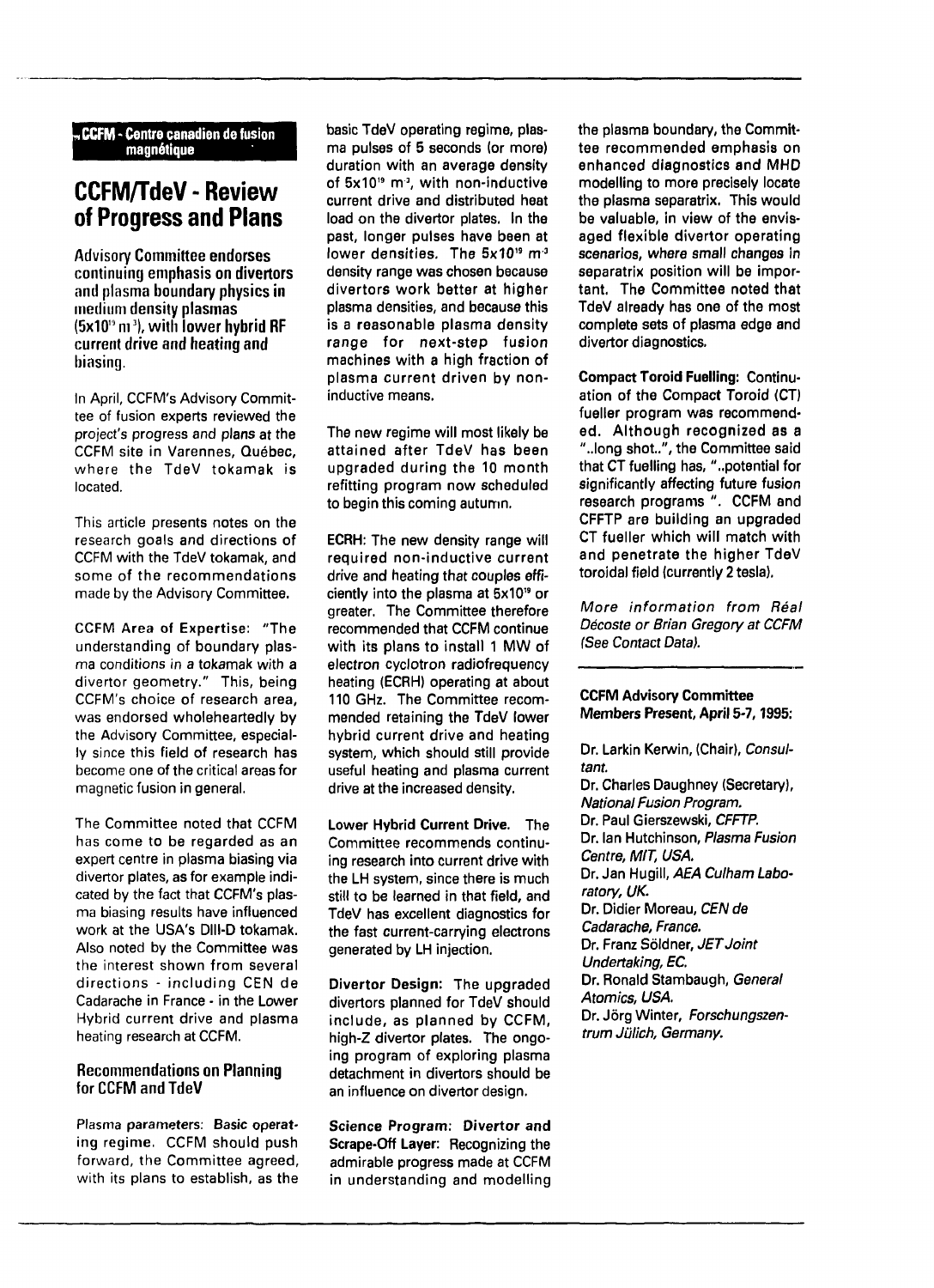**CCFM - Centre canadien de fusion magnétique**

# CCFM/TdeV - Review of Progress and Plans

**Advisory Committee endorses continuing emphasis on divertors and plasma boundary physics in medium density plasmas ($5x10^{19}$ m$^{-3}$), with lower hybrid RF current drive and heating and biasing.**

In April, CCFM's Advisory Committee of fusion experts reviewed the project's progress and plans at the CCFM site in Varennes, Québec, where the TdeV tokamak is located.

This article presents notes on the research goals and directions of CCFM with the TdeV tokamak, and some of the recommendations made by the Advisory Committee.

**CCFM Area of Expertise:** "The understanding of boundary plasma conditions in a tokamak with a divertor geometry." This, being CCFM's choice of research area, was endorsed wholeheartedly by the Advisory Committee, especially since this field of research has become one of the critical areas for magnetic fusion in general.

The Committee noted that CCFM has come to be regarded as an expert centre in plasma biasing via divertor plates, as for example indicated by the fact that CCFM's plasma biasing results have influenced work at the USA's DIII-D tokamak. Also noted by the Committee was the interest shown from several directions - including CEN de Cadarache in France - in the Lower Hybrid current drive and plasma heating research at CCFM.

## Recommendations on Planning for CCFM and TdeV

**Plasma parameters: Basic operating regime.** CCFM should push forward, the Committee agreed, with its plans to establish, as the basic TdeV operating regime, plasma pulses of 5 seconds (or more) duration with an average density of $5x10^{19}$ m$^{-3}$, with non-inductive current drive and distributed heat load on the divertor plates. In the past, longer pulses have been at lower densities. The $5x10^{19}$ m$^{-3}$ density range was chosen because divertors work better at higher plasma densities, and because this is a reasonable plasma density range for next-step fusion machines with a high fraction of plasma current driven by non-inductive means.

The new regime will most likely be attained after TdeV has been upgraded during the 10 month refitting program now scheduled to begin this coming autumn.

**ECRH:** The new density range will required non-inductive current drive and heating that couples efficiently into the plasma at $5x10^{19}$ or greater. The Committee therefore recommended that CCFM continue with its plans to install 1 MW of electron cyclotron radiofrequency heating (ECRH) operating at about 110 GHz. The Committee recommended retaining the TdeV lower hybrid current drive and heating system, which should still provide useful heating and plasma current drive at the increased density.

**Lower Hybrid Current Drive.** The Committee recommends continuing research into current drive with the LH system, since there is much still to be learned in that field, and TdeV has excellent diagnostics for the fast current-carrying electrons generated by LH injection.

**Divertor Design:** The upgraded divertors planned for TdeV should include, as planned by CCFM, high-Z divertor plates. The ongoing program of exploring plasma detachment in divertors should be an influence on divertor design.

**Science Program: Divertor and Scrape-Off Layer:** Recognizing the admirable progress made at CCFM in understanding and modelling the plasma boundary, the Committee recommended emphasis on enhanced diagnostics and MHD modelling to more precisely locate the plasma separatrix. This would be valuable, in view of the envisaged flexible divertor operating scenarios, where small changes in separatrix position will be important. The Committee noted that TdeV already has one of the most complete sets of plasma edge and divertor diagnostics.

**Compact Toroid Fuelling:** Continuation of the Compact Toroid (CT) fueller program was recommended. Although recognized as a "..long shot..", the Committee said that CT fuelling has, "..potential for significantly affecting future fusion research programs ". CCFM and CFFTP are building an upgraded CT fueller which will match with and penetrate the higher TdeV toroidal field (currently 2 tesla).

*More information from Réal Décoste or Brian Gregory at CCFM (See Contact Data).*

---

**CCFM Advisory Committee Members Present, April 5-7, 1995:**

Dr. Larkin Kerwin, (Chair), *Consultant.*
Dr. Charles Daughney (Secretary), *National Fusion Program.*
Dr. Paul Gierszewski, *CFFTP.*
Dr. Ian Hutchinson, *Plasma Fusion Centre, MIT, USA.*
Dr. Jan Hugill, *AEA Culham Laboratory, UK.*
Dr. Didier Moreau, *CEN de Cadarache, France.*
Dr. Franz Söldner, *JET Joint Undertaking, EC.*
Dr. Ronald Stambaugh, *General Atomics, USA.*
Dr. Jörg Winter, *Forschungszentrum Jülich, Germany.*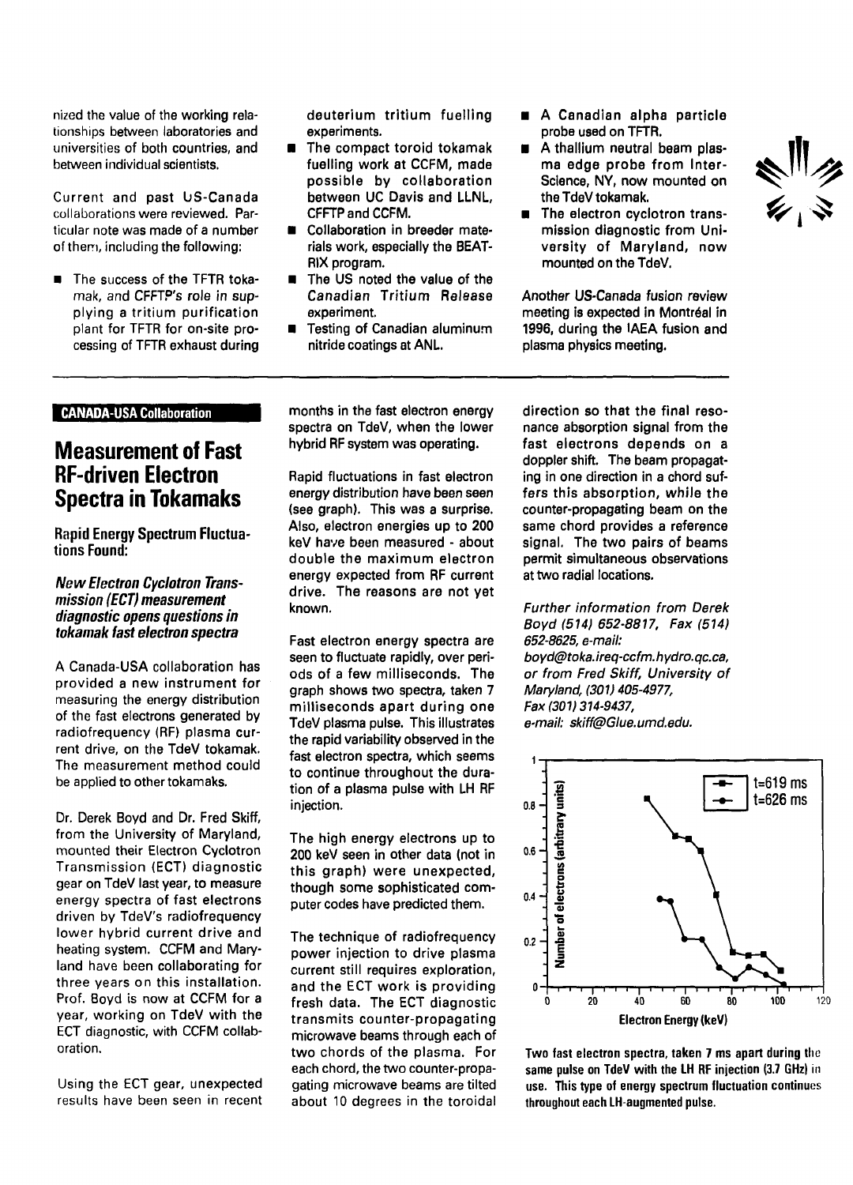nized the value of the working relationships between laboratories and universities of both countries, and between individual scientists.

Current and past US-Canada collaborations were reviewed. Particular note was made of a number of them, including the following:

- The success of the TFTR tokamak, and CFFTP's role in supplying a tritium purification plant for TFTR for on-site processing of TFTR exhaust during deuterium tritium fuelling experiments.
- The compact toroid tokamak fuelling work at CCFM, made possible by collaboration between UC Davis and LLNL, CFFTP and CCFM.
- Collaboration in breeder materials work, especially the BEATRIX program.
- The US noted the value of the Canadian Tritium Release experiment.
- Testing of Canadian aluminum nitride coatings at ANL.
- A Canadian alpha particle probe used on TFTR.
- A thallium neutral beam plasma edge probe from InterScience, NY, now mounted on the TdeV tokamak.
- The electron cyclotron transmission diagnostic from University of Maryland, now mounted on the TdeV.

**Another US-Canada fusion review meeting is expected in Montréal in 1996, during the IAEA fusion and plasma physics meeting.**

---

**CANADA-USA Collaboration**

# Measurement of Fast RF-driven Electron Spectra in Tokamaks

### Rapid Energy Spectrum Fluctuations Found:

### *New Electron Cyclotron Transmission (ECT) measurement diagnostic opens questions in tokamak fast electron spectra*

A Canada-USA collaboration has provided a new instrument for measuring the energy distribution of the fast electrons generated by radiofrequency (RF) plasma current drive, on the TdeV tokamak. The measurement method could be applied to other tokamaks.

Dr. Derek Boyd and Dr. Fred Skiff, from the University of Maryland, mounted their Electron Cyclotron Transmission (ECT) diagnostic gear on TdeV last year, to measure energy spectra of fast electrons driven by TdeV's radiofrequency lower hybrid current drive and heating system. CCFM and Maryland have been collaborating for three years on this installation. Prof. Boyd is now at CCFM for a year, working on TdeV with the ECT diagnostic, with CCFM collaboration.

Using the ECT gear, unexpected results have been seen in recent months in the fast electron energy spectra on TdeV, when the lower hybrid RF system was operating.

Rapid fluctuations in fast electron energy distribution have been seen (see graph). This was a surprise. Also, electron energies up to 200 keV have been measured - about double the maximum electron energy expected from RF current drive. The reasons are not yet known.

Fast electron energy spectra are seen to fluctuate rapidly, over periods of a few milliseconds. The graph shows two spectra, taken 7 milliseconds apart during one TdeV plasma pulse. This illustrates the rapid variability observed in the fast electron spectra, which seems to continue throughout the duration of a plasma pulse with LH RF injection.

The high energy electrons up to 200 keV seen in other data (not in this graph) were unexpected, though some sophisticated computer codes have predicted them.

The technique of radiofrequency power injection to drive plasma current still requires exploration, and the ECT work is providing fresh data. The ECT diagnostic transmits counter-propagating microwave beams through each of two chords of the plasma. For each chord, the two counter-propagating microwave beams are tilted about 10 degrees in the toroidal direction so that the final resonance absorption signal from the fast electrons depends on a doppler shift. The beam propagating in one direction in a chord suffers this absorption, while the counter-propagating beam on the same chord provides a reference signal. The two pairs of beams permit simultaneous observations at two radial locations.

*Further information from Derek Boyd (514) 652-8817, Fax (514) 652-8625, e-mail: boyd@toka.ireq-ccfm.hydro.qc.ca, or from Fred Skiff, University of Maryland, (301) 405-4977, Fax (301) 314-9437, e-mail: skiff@Glue.umd.edu.*

Number of electrons (arbitrary units)
1
0.8
0.6
0.4
0.2
0
0 20 40 60 80 100 120
Electron Energy (keV)
t=619 ms
t=626 ms

**Two fast electron spectra, taken 7 ms apart during the same pulse on TdeV with the LH RF injection (3.7 GHz) in use. This type of energy spectrum fluctuation continues throughout each LH-augmented pulse.**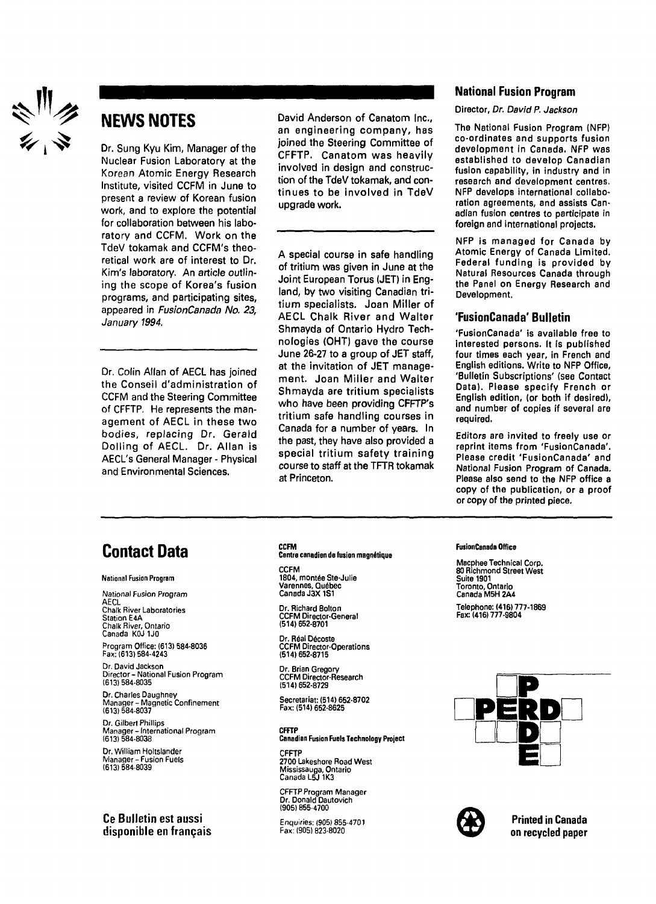## NEWS NOTES

Dr. Sung Kyu Kim, Manager of the Nuclear Fusion Laboratory at the Korean Atomic Energy Research Institute, visited CCFM in June to present a review of Korean fusion work, and to explore the potential for collaboration between his laboratory and CCFM. Work on the TdeV tokamak and CCFM's theoretical work are of interest to Dr. Kim's laboratory. An article outlining the scope of Korea's fusion programs, and participating sites, appeared in *FusionCanada No. 23, January 1994.*

---

Dr. Colin Allan of AECL has joined the Conseil d'administration of CCFM and the Steering Committee of CFFTP. He represents the management of AECL in these two bodies, replacing Dr. Gerald Dolling of AECL. Dr. Allan is AECL's General Manager - Physical and Environmental Sciences.

David Anderson of Canatom Inc., an engineering company, has joined the Steering Committee of CFFTP. Canatom was heavily involved in design and construction of the TdeV tokamak, and continues to be involved in TdeV upgrade work.

---

A special course in safe handling of tritium was given in June at the Joint European Torus (JET) in England, by two visiting Canadian tritium specialists. Joan Miller of AECL Chalk River and Walter Shmayda of Ontario Hydro Technologies (OHT) gave the course June 26-27 to a group of JET staff, at the invitation of JET management. Joan Miller and Walter Shmayda are tritium specialists who have been providing CFFTP's tritium safe handling courses in Canada for a number of years. In the past, they have also provided a special tritium safety training course to staff at the TFTR tokamak at Princeton.

### National Fusion Program

Director, *Dr. David P. Jackson*

The National Fusion Program (NFP) co-ordinates and supports fusion development in Canada. NFP was established to develop Canadian fusion capability, in industry and in research and development centres. NFP develops international collaboration agreements, and assists Canadian fusion centres to participate in foreign and international projects.

NFP is managed for Canada by Atomic Energy of Canada Limited. Federal funding is provided by Natural Resources Canada through the Panel on Energy Research and Development.

### 'FusionCanada' Bulletin

'FusionCanada' is available free to interested persons. It is published four times each year, in French and English editions. Write to NFP Office, 'Bulletin Subscriptions' (see Contact Data). Please specify French or English edition, (or both if desired), and number of copies if several are required.

Editors are invited to freely use or reprint items from 'FusionCanada'. Please credit 'FusionCanada' and National Fusion Program of Canada. Please also send to the NFP office a copy of the publication, or a proof or copy of the printed piece.

---

## Contact Data

**National Fusion Program**

National Fusion Program
AECL
Chalk River Laboratories
Station E4A
Chalk River, Ontario
Canada K0J 1J0

Program Office: (613) 584-8036
Fax: (613) 584-4243

Dr. David Jackson
Director – National Fusion Program
(613) 584-8035

Dr. Charles Daughney
Manager – Magnetic Confinement
(613) 584-8037

Dr. Gilbert Phillips
Manager – International Program
(613) 584-8038

Dr. William Holtslander
Manager – Fusion Fuels
(613) 584-8039

**CCFM**
**Centre canadien de fusion magnétique**

CCFM
1804, montée Ste-Julie
Varennes, Québec
Canada J3X 1S1

Dr. Richard Bolton
CCFM Director-General
(514) 652-8701

Dr. Réal Décoste
CCFM Director-Operations
(514) 652-8715

Dr. Brian Gregory
CCFM Director-Research
(514) 652-8729

Secretariat: (514) 652-8702
Fax: (514) 652-8625

**CFFTP**
**Canadian Fusion Fuels Technology Project**

CFFTP
2700 Lakeshore Road West
Mississauga, Ontario
Canada L5J 1K3

CFFTP Program Manager
Dr. Donald Dautovich
(905) 855-4700

Enquiries: (905) 855-4701
Fax: (905) 823-8020

**FusionCanada Office**

Macphee Technical Corp.
80 Richmond Street West
Suite 1901
Toronto, Ontario
Canada M5H 2A4

Telephone: (416) 777-1869
Fax: (416) 777-9804

PERD

**Ce Bulletin est aussi disponible en français**

**Printed in Canada on recycled paper**